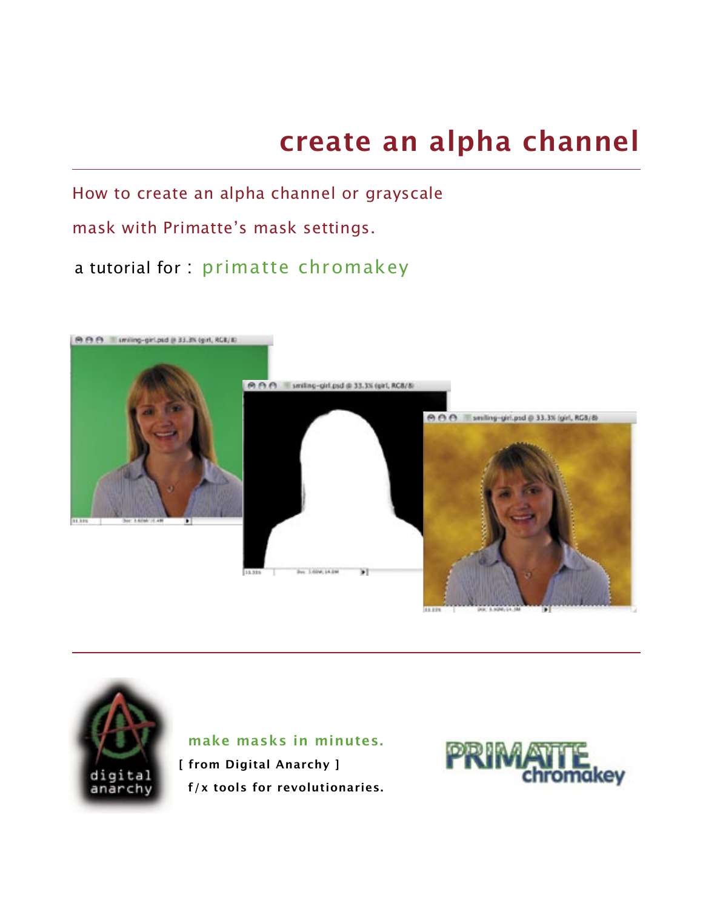# create an alpha channel

How to create an alpha channel or grayscale mask with Primatte's mask settings.

a tutorial for : primatte chromakey

make masks in minutes.

[ from Digital Anarchy ]

f/x tools for revolutionaries.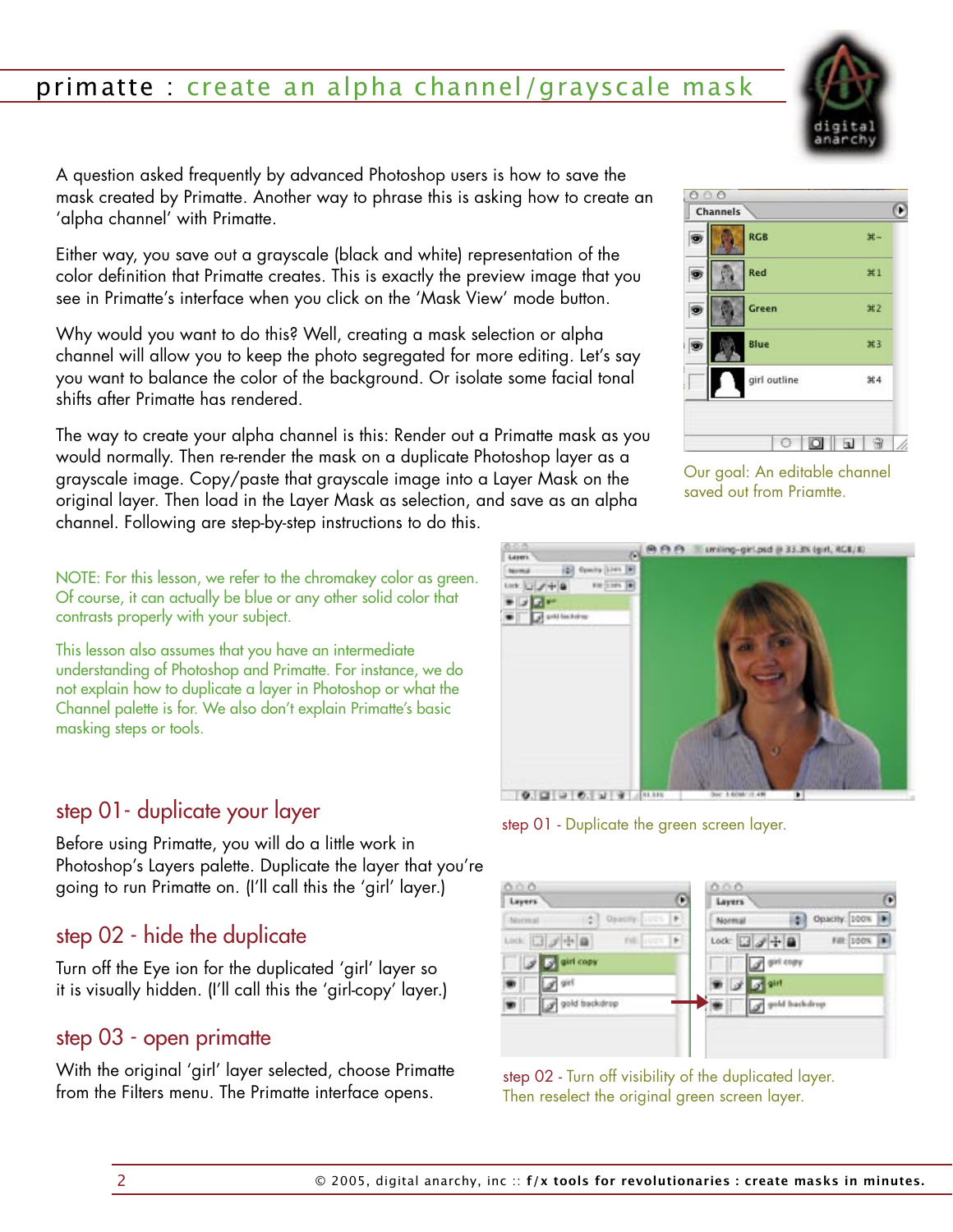# primatte : create an alpha channel/grayscale mask

A question asked frequently by advanced Photoshop users is how to save the mask created by Primatte. Another way to phrase this is asking how to create an 'alpha channel' with Primatte.

Either way, you save out a grayscale (black and white) representation of the color definition that Primatte creates. This is exactly the preview image that you see in Primatte's interface when you click on the 'Mask View' mode button.

Why would you want to do this? Well, creating a mask selection or alpha channel will allow you to keep the photo segregated for more editing. Let's say you want to balance the color of the background. Or isolate some facial tonal shifts after Primatte has rendered.

The way to create your alpha channel is this: Render out a Primatte mask as you would normally. Then re-render the mask on a duplicate Photoshop layer as a grayscale image. Copy/paste that grayscale image into a Layer Mask on the original layer. Then load in the Layer Mask as selection, and save as an alpha channel. Following are step-by-step instructions to do this.

Our goal: An editable channel saved out from Priamtte.

NOTE: For this lesson, we refer to the chromakey color as green. Of course, it can actually be blue or any other solid color that contrasts properly with your subject.

This lesson also assumes that you have an intermediate understanding of Photoshop and Primatte. For instance, we do not explain how to duplicate a layer in Photoshop or what the Channel palette is for. We also don't explain Primatte's basic masking steps or tools.

## step 01- duplicate your layer

Before using Primatte, you will do a little work in Photoshop's Layers palette. Duplicate the layer that you're going to run Primatte on. (I'll call this the 'girl' layer.)

step 01 - Duplicate the green screen layer.

## step 02 - hide the duplicate

Turn off the Eye ion for the duplicated 'girl' layer so it is visually hidden. (I'll call this the 'girl-copy' layer.)

step 02 - Turn off visibility of the duplicated layer. Then reselect the original green screen layer.

## step 03 - open primatte

With the original 'girl' layer selected, choose Primatte from the Filters menu. The Primatte interface opens.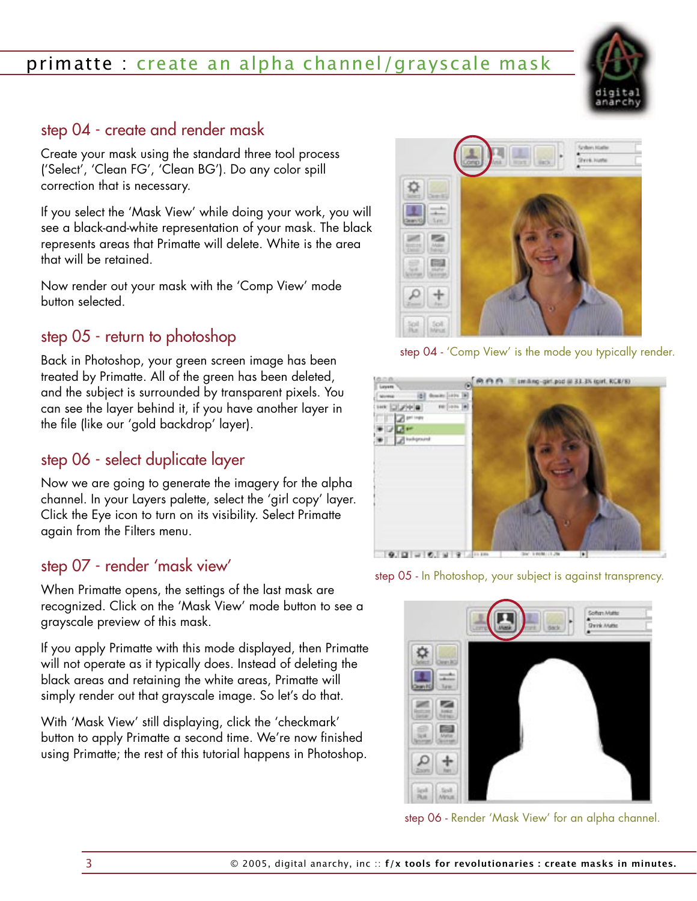## step 04 - create and render mask

Create your mask using the standard three tool process ('Select', 'Clean FG', 'Clean BG'). Do any color spill correction that is necessary.

If you select the 'Mask View' while doing your work, you will see a black-and-white representation of your mask. The black represents areas that Primatte will delete. White is the area that will be retained.

Now render out your mask with the 'Comp View' mode button selected.

step 04 - 'Comp View' is the mode you typically render.

## step 05 - return to photoshop

Back in Photoshop, your green screen image has been treated by Primatte. All of the green has been deleted, and the subject is surrounded by transparent pixels. You can see the layer behind it, if you have another layer in the file (like our 'gold backdrop' layer).

step 05 - In Photoshop, your subject is against transprency.

## step 06 - select duplicate layer

Now we are going to generate the imagery for the alpha channel. In your Layers palette, select the 'girl copy' layer. Click the Eye icon to turn on its visibility. Select Primatte again from the Filters menu.

## step 07 - render 'mask view'

When Primatte opens, the settings of the last mask are recognized. Click on the 'Mask View' mode button to see a grayscale preview of this mask.

If you apply Primatte with this mode displayed, then Primatte will not operate as it typically does. Instead of deleting the black areas and retaining the white areas, Primatte will simply render out that grayscale image. So let's do that.

With 'Mask View' still displaying, click the 'checkmark' button to apply Primatte a second time. We're now finished using Primatte; the rest of this tutorial happens in Photoshop.

step 06 - Render 'Mask View' for an alpha channel.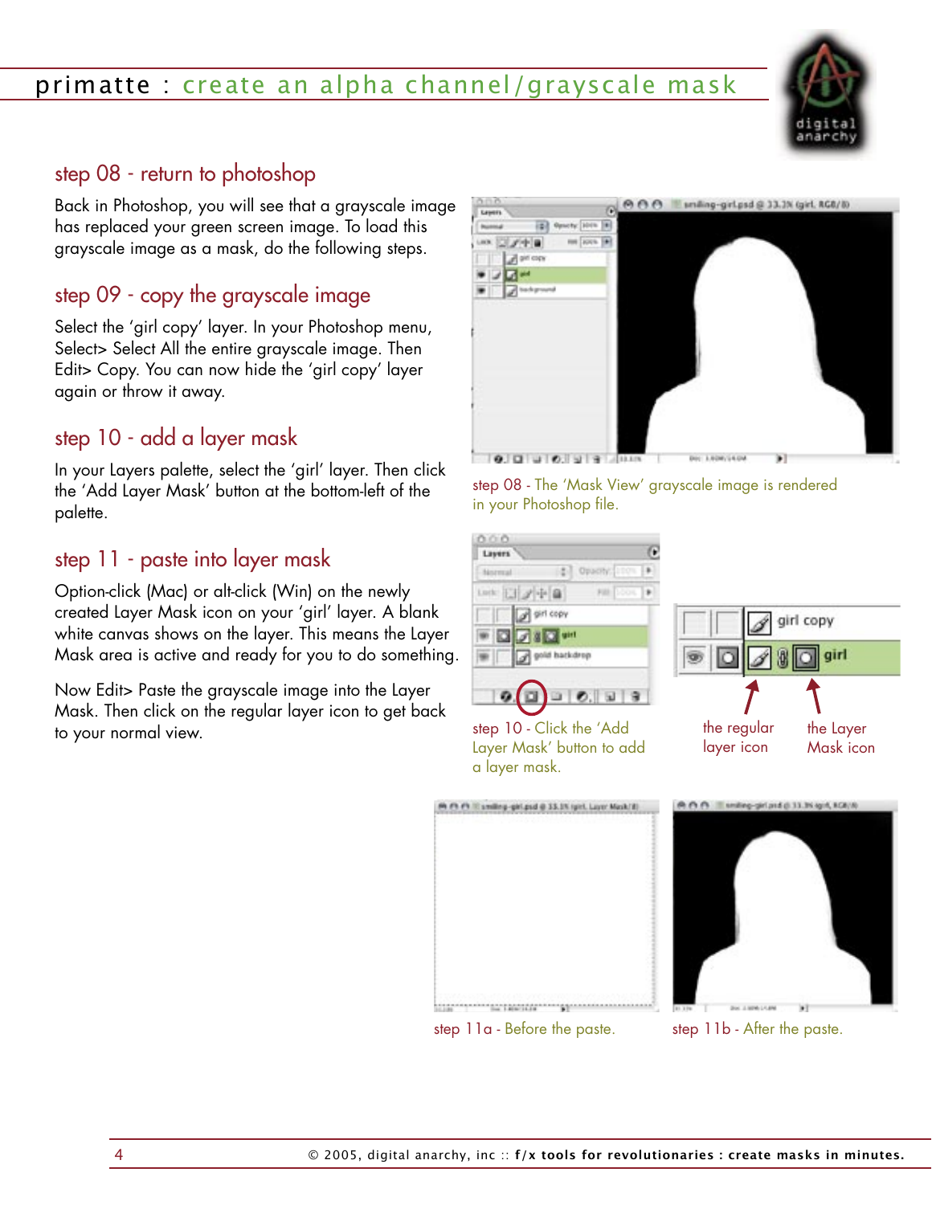# primatte : create an alpha channel/grayscale mask

## step 08 - return to photoshop

Back in Photoshop, you will see that a grayscale image has replaced your green screen image. To load this grayscale image as a mask, do the following steps.

## step 09 - copy the grayscale image

Select the 'girl copy' layer. In your Photoshop menu, Select> Select All the entire grayscale image. Then Edit> Copy. You can now hide the 'girl copy' layer again or throw it away.

## step 10 - add a layer mask

In your Layers palette, select the 'girl' layer. Then click the 'Add Layer Mask' button at the bottom-left of the palette.

## step 11 - paste into layer mask

Option-click (Mac) or alt-click (Win) on the newly created Layer Mask icon on your 'girl' layer. A blank white canvas shows on the layer. This means the Layer Mask area is active and ready for you to do something.

Now Edit> Paste the grayscale image into the Layer Mask. Then click on the regular layer icon to get back to your normal view.

step 08 - The 'Mask View' grayscale image is rendered in your Photoshop file.

step 10 - Click the 'Add Layer Mask' button to add a layer mask.

the regular layer icon

the Layer Mask icon

step 11a - Before the paste.

step 11b - After the paste.

© 2005, digital anarchy, inc :: **f/x tools for revolutionaries : create masks in minutes.**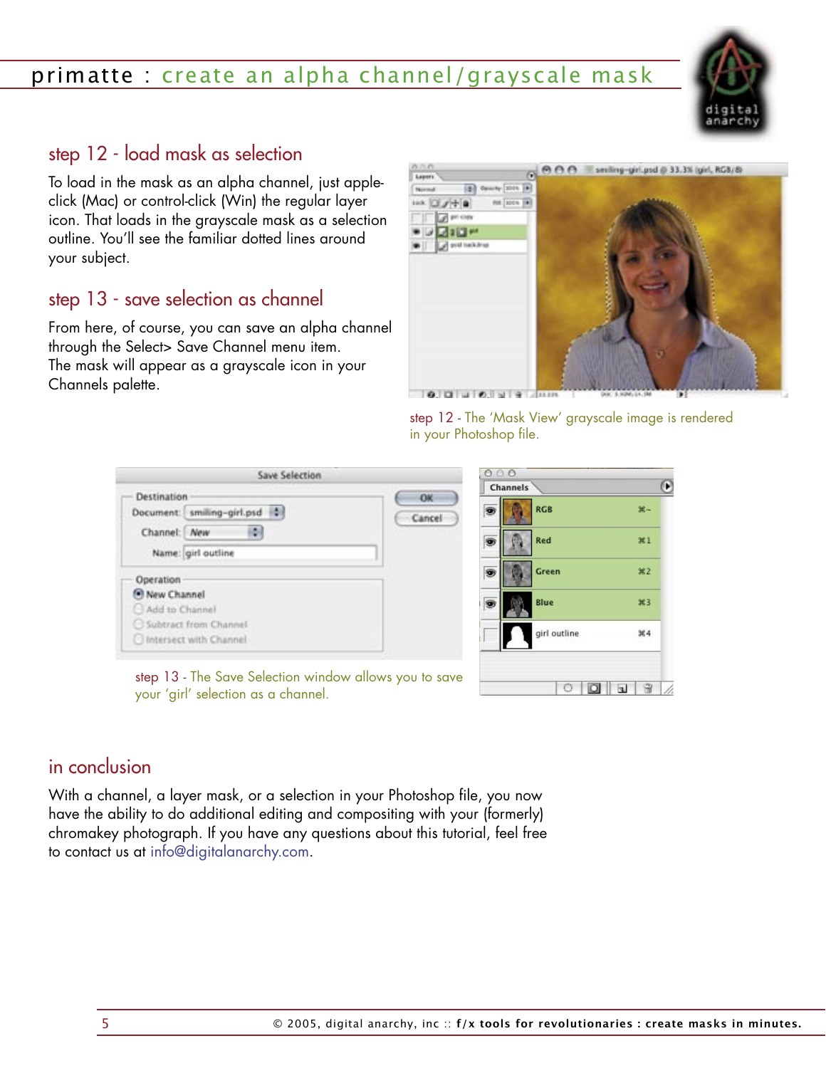## step 12 - load mask as selection

To load in the mask as an alpha channel, just apple-click (Mac) or control-click (Win) the regular layer icon. That loads in the grayscale mask as a selection outline. You'll see the familiar dotted lines around your subject.

## step 13 - save selection as channel

From here, of course, you can save an alpha channel through the Select> Save Channel menu item. The mask will appear as a grayscale icon in your Channels palette.

step 12 - The 'Mask View' grayscale image is rendered in your Photoshop file.

step 13 - The Save Selection window allows you to save your 'girl' selection as a channel.

## in conclusion

With a channel, a layer mask, or a selection in your Photoshop file, you now have the ability to do additional editing and compositing with your (formerly) chromakey photograph. If you have any questions about this tutorial, feel free to contact us at info@digitalanarchy.com.